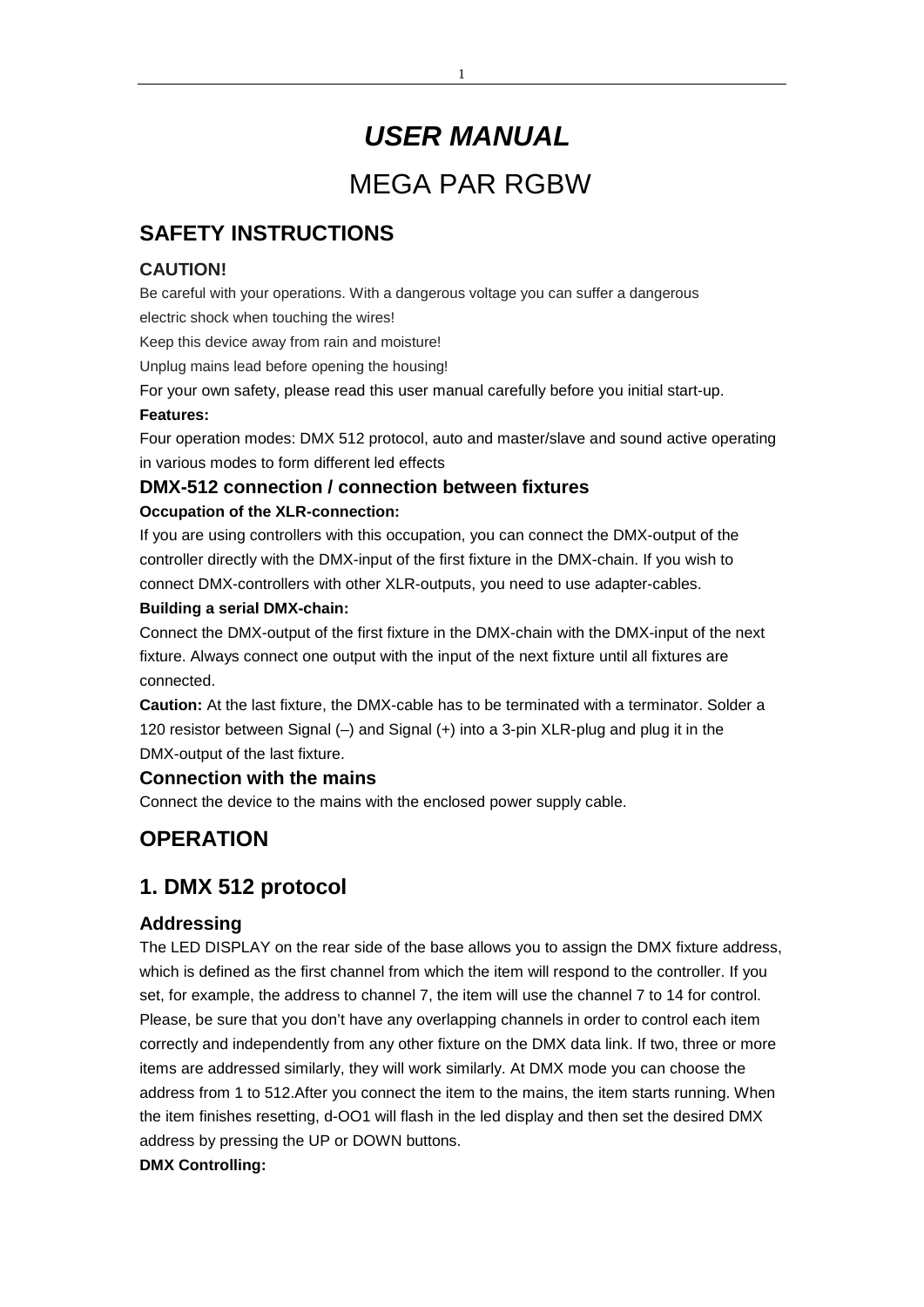# *USER MANUAL*

# MEGA PAR RGBW

## SAFETY INSTRUCTIONS

### CAUTION!

Be careful with your operations. With a dangerous voltage you can suffer a dangerous electric shock when touching the wires!

Keep this device away from rain and moisture!

Unplug mains lead before opening the housing!

For your own safety, please read this user manual carefully before you initial start-up.

**Features:**

Four operation modes: DMX 512 protocol, auto and master/slave and sound active operating in various modes to form different led effects

### DMX-512 connection / connection between fixtures

**Occupation of the XLR-connection:**

If you are using controllers with this occupation, you can connect the DMX-output of the controller directly with the DMX-input of the first fixture in the DMX-chain. If you wish to connect DMX-controllers with other XLR-outputs, you need to use adapter-cables.

**Building a serial DMX-chain:**

Connect the DMX-output of the first fixture in the DMX-chain with the DMX-input of the next fixture. Always connect one output with the input of the next fixture until all fixtures are connected.

**Caution:** At the last fixture, the DMX-cable has to be terminated with a terminator. Solder a 120 resistor between Signal (–) and Signal (+) into a 3-pin XLR-plug and plug it in the DMX-output of the last fixture.

### Connection with the mains

Connect the device to the mains with the enclosed power supply cable.

## OPERATION

## 1. DMX 512 protocol

### Addressing

The LED DISPLAY on the rear side of the base allows you to assign the DMX fixture address, which is defined as the first channel from which the item will respond to the controller. If you set, for example, the address to channel 7, the item will use the channel 7 to 14 for control. Please, be sure that you don't have any overlapping channels in order to control each item correctly and independently from any other fixture on the DMX data link. If two, three or more items are addressed similarly, they will work similarly. At DMX mode you can choose the address from 1 to 512.After you connect the item to the mains, the item starts running. When the item finishes resetting, d-OO1 will flash in the led display and then set the desired DMX address by pressing the UP or DOWN buttons.

**DMX Controlling:**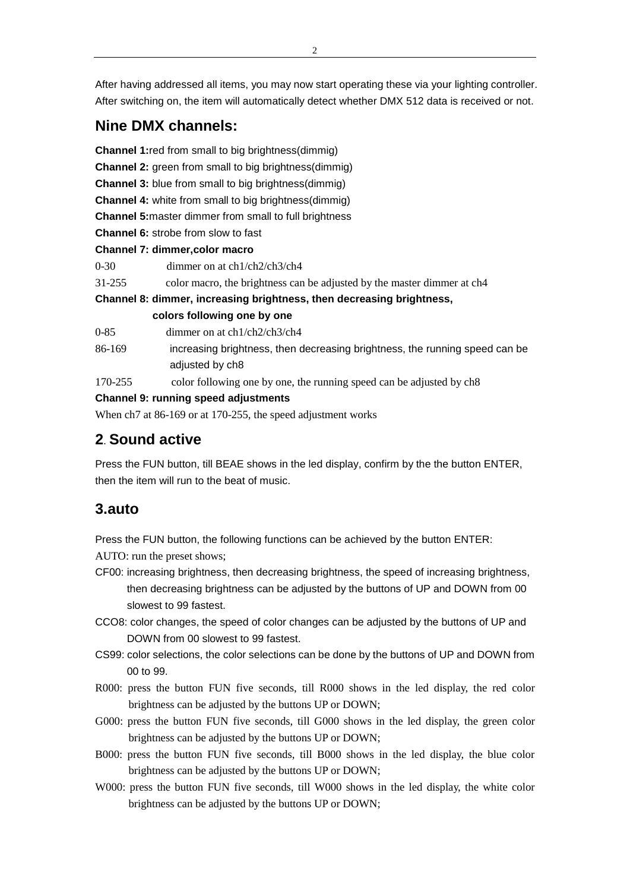After having addressed all items, you may now start operating these via your lighting controller. After switching on, the item will automatically detect whether DMX 512 data is received or not.

## Nine DMX channels:

**Channel 1:**red from small to big brightness(dimmig)

**Channel 2:** green from small to big brightness(dimmig)

**Channel 3:** blue from small to big brightness(dimmig)

**Channel 4:** white from small to big brightness(dimmig)

**Channel 5:**master dimmer from small to full brightness

**Channel 6:** strobe from slow to fast

**Channel 7: dimmer,color macro**

0-30 dimmer on at ch1/ch2/ch3/ch4

31-255 color macro, the brightness can be adjusted by the master dimmer at ch4

**Channel 8: dimmer, increasing brightness, then decreasing brightness, colors following one by one**

0-85 dimmer on at ch1/ch2/ch3/ch4

86-169 increasing brightness, then decreasing brightness, the running speed can be adjusted by ch8

170-255 color following one by one, the running speed can be adjusted by ch8

**Channel 9: running speed adjustments**

When ch7 at 86-169 or at 170-255, the speed adjustment works

## 2. Sound active

Press the FUN button, till BEAE shows in the led display, confirm by the the button ENTER, then the item will run to the beat of music.

## 3.auto

Press the FUN button, the following functions can be achieved by the button ENTER:

AUTO: run the preset shows;

CF00: increasing brightness, then decreasing brightness, the speed of increasing brightness, then decreasing brightness can be adjusted by the buttons of UP and DOWN from 00 slowest to 99 fastest.

CCO8: color changes, the speed of color changes can be adjusted by the buttons of UP and DOWN from 00 slowest to 99 fastest.

CS99: color selections, the color selections can be done by the buttons of UP and DOWN from 00 to 99.

R000: press the button FUN five seconds, till R000 shows in the led display, the red color brightness can be adjusted by the buttons UP or DOWN;

G000: press the button FUN five seconds, till G000 shows in the led display, the green color brightness can be adjusted by the buttons UP or DOWN;

B000: press the button FUN five seconds, till B000 shows in the led display, the blue color brightness can be adjusted by the buttons UP or DOWN;

W000: press the button FUN five seconds, till W000 shows in the led display, the white color brightness can be adjusted by the buttons UP or DOWN;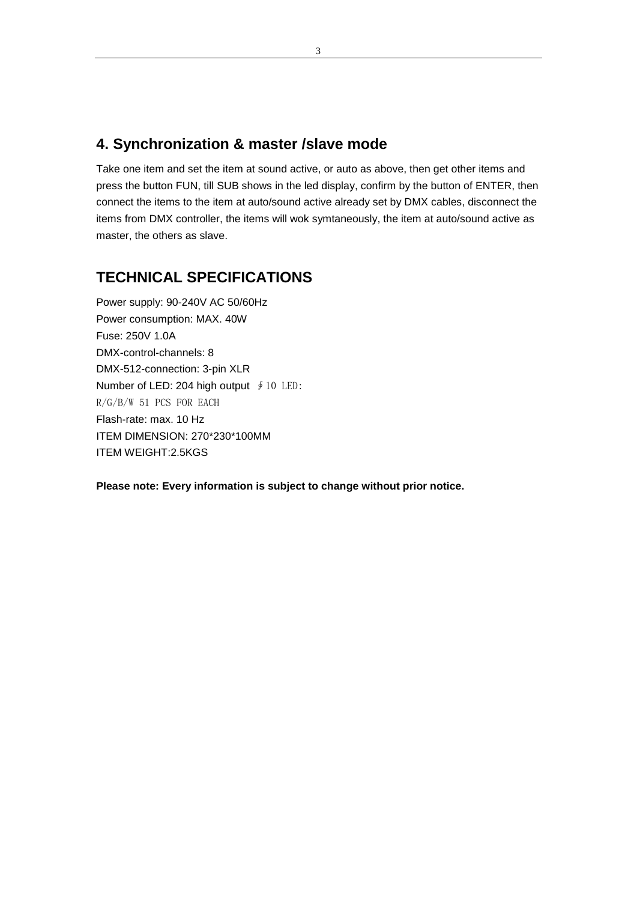## 4. Synchronization & master /slave mode

Take one item and set the item at sound active, or auto as above, then get other items and press the button FUN, till SUB shows in the led display, confirm by the button of ENTER, then connect the items to the item at auto/sound active already set by DMX cables, disconnect the items from DMX controller, the items will wok symtaneously, the item at auto/sound active as master, the others as slave.

## TECHNICAL SPECIFICATIONS

Power supply: 90-240V AC 50/60Hz
Power consumption: MAX. 40W
Fuse: 250V 1.0A
DMX-control-channels: 8
DMX-512-connection: 3-pin XLR
Number of LED: 204 high output ∮10 LED:
R/G/B/W 51 PCS FOR EACH
Flash-rate: max. 10 Hz
ITEM DIMENSION: 270*230*100MM
ITEM WEIGHT:2.5KGS

**Please note: Every information is subject to change without prior notice.**